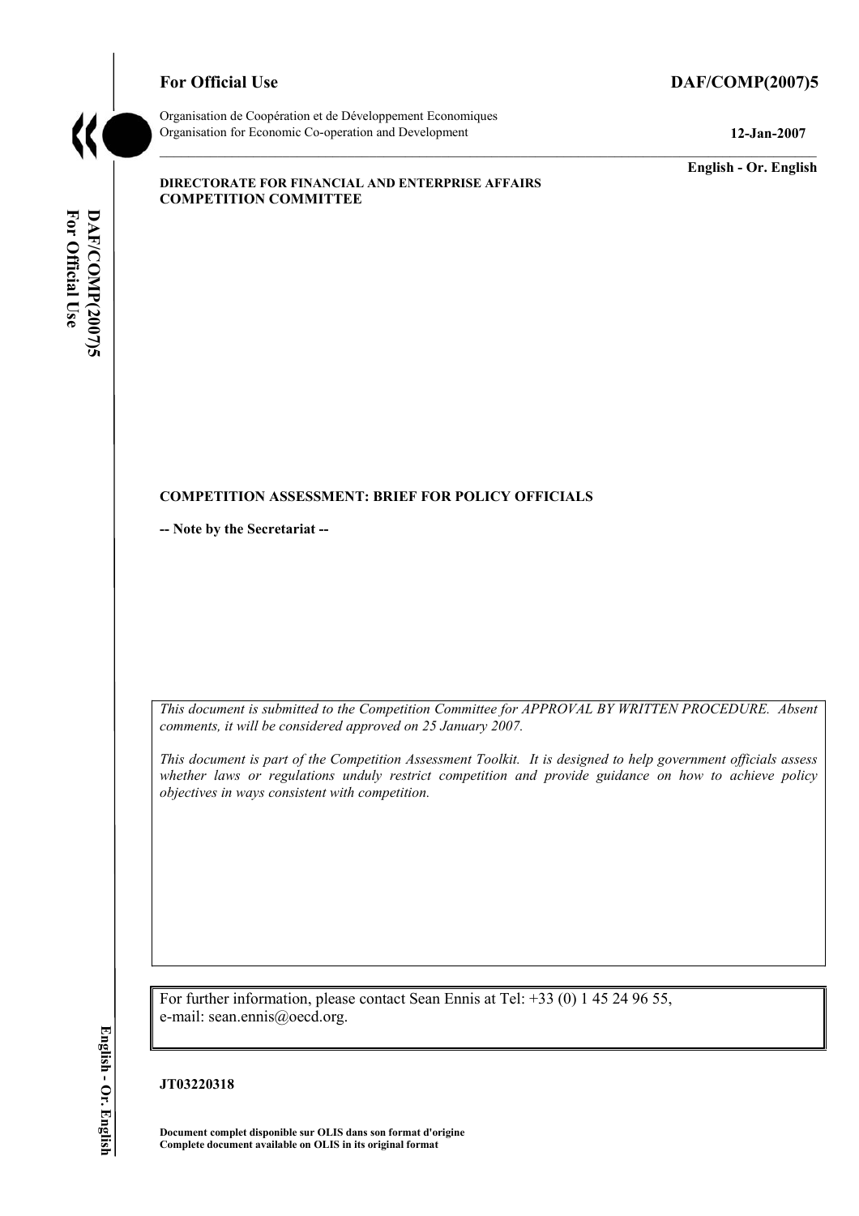**For Official Use** **DAF/COMP(2007)5**

Organisation de Coopération et de Développement Economiques
Organisation for Economic Co-operation and Development **12-Jan-2007**

**English - Or. English**

**DIRECTORATE FOR FINANCIAL AND ENTERPRISE AFFAIRS**
**COMPETITION COMMITTEE**

**COMPETITION ASSESSMENT: BRIEF FOR POLICY OFFICIALS**

**-- Note by the Secretariat --**

*This document is submitted to the Competition Committee for APPROVAL BY WRITTEN PROCEDURE. Absent comments, it will be considered approved on 25 January 2007.*

*This document is part of the Competition Assessment Toolkit. It is designed to help government officials assess whether laws or regulations unduly restrict competition and provide guidance on how to achieve policy objectives in ways consistent with competition.*

For further information, please contact Sean Ennis at Tel: +33 (0) 1 45 24 96 55, e-mail: sean.ennis@oecd.org.

**JT03220318**

**Document complet disponible sur OLIS dans son format d'origine**
**Complete document available on OLIS in its original format**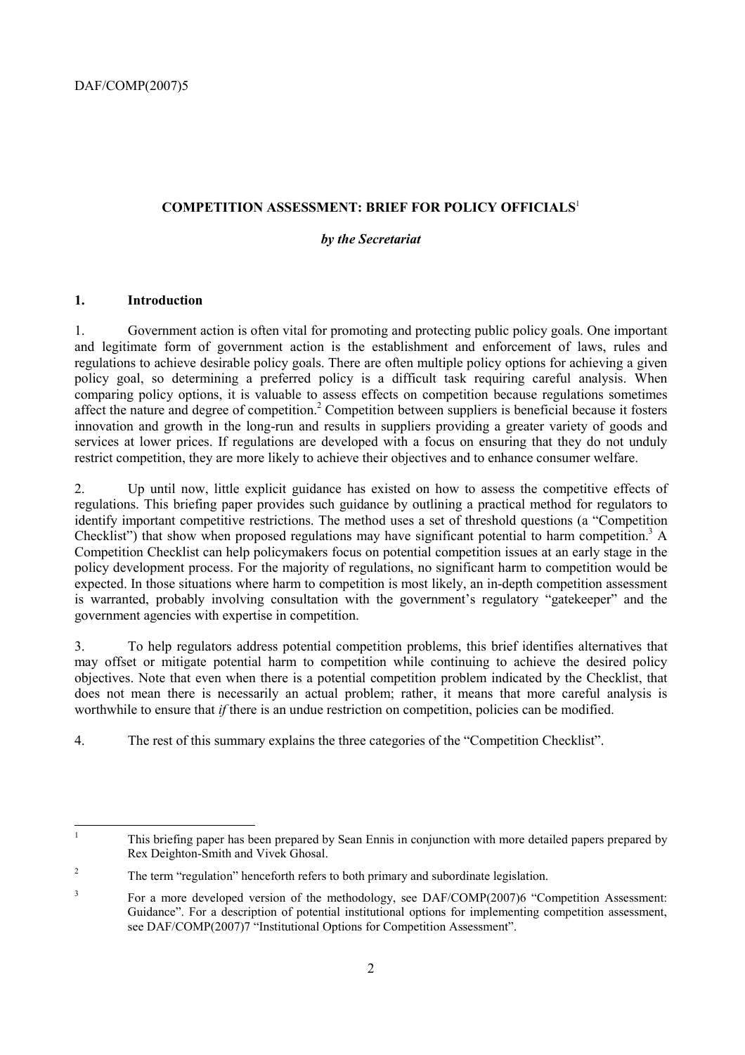## COMPETITION ASSESSMENT: BRIEF FOR POLICY OFFICIALS[1]

*by the Secretariat*

### 1. Introduction

1. Government action is often vital for promoting and protecting public policy goals. One important and legitimate form of government action is the establishment and enforcement of laws, rules and regulations to achieve desirable policy goals. There are often multiple policy options for achieving a given policy goal, so determining a preferred policy is a difficult task requiring careful analysis. When comparing policy options, it is valuable to assess effects on competition because regulations sometimes affect the nature and degree of competition.[2] Competition between suppliers is beneficial because it fosters innovation and growth in the long-run and results in suppliers providing a greater variety of goods and services at lower prices. If regulations are developed with a focus on ensuring that they do not unduly restrict competition, they are more likely to achieve their objectives and to enhance consumer welfare.

2. Up until now, little explicit guidance has existed on how to assess the competitive effects of regulations. This briefing paper provides such guidance by outlining a practical method for regulators to identify important competitive restrictions. The method uses a set of threshold questions (a "Competition Checklist") that show when proposed regulations may have significant potential to harm competition.[3] A Competition Checklist can help policymakers focus on potential competition issues at an early stage in the policy development process. For the majority of regulations, no significant harm to competition would be expected. In those situations where harm to competition is most likely, an in-depth competition assessment is warranted, probably involving consultation with the government's regulatory "gatekeeper" and the government agencies with expertise in competition.

3. To help regulators address potential competition problems, this brief identifies alternatives that may offset or mitigate potential harm to competition while continuing to achieve the desired policy objectives. Note that even when there is a potential competition problem indicated by the Checklist, that does not mean there is necessarily an actual problem; rather, it means that more careful analysis is worthwhile to ensure that *if* there is an undue restriction on competition, policies can be modified.

4. The rest of this summary explains the three categories of the "Competition Checklist".

---

[1] This briefing paper has been prepared by Sean Ennis in conjunction with more detailed papers prepared by Rex Deighton-Smith and Vivek Ghosal.

[2] The term "regulation" henceforth refers to both primary and subordinate legislation.

[3] For a more developed version of the methodology, see DAF/COMP(2007)6 "Competition Assessment: Guidance". For a description of potential institutional options for implementing competition assessment, see DAF/COMP(2007)7 "Institutional Options for Competition Assessment".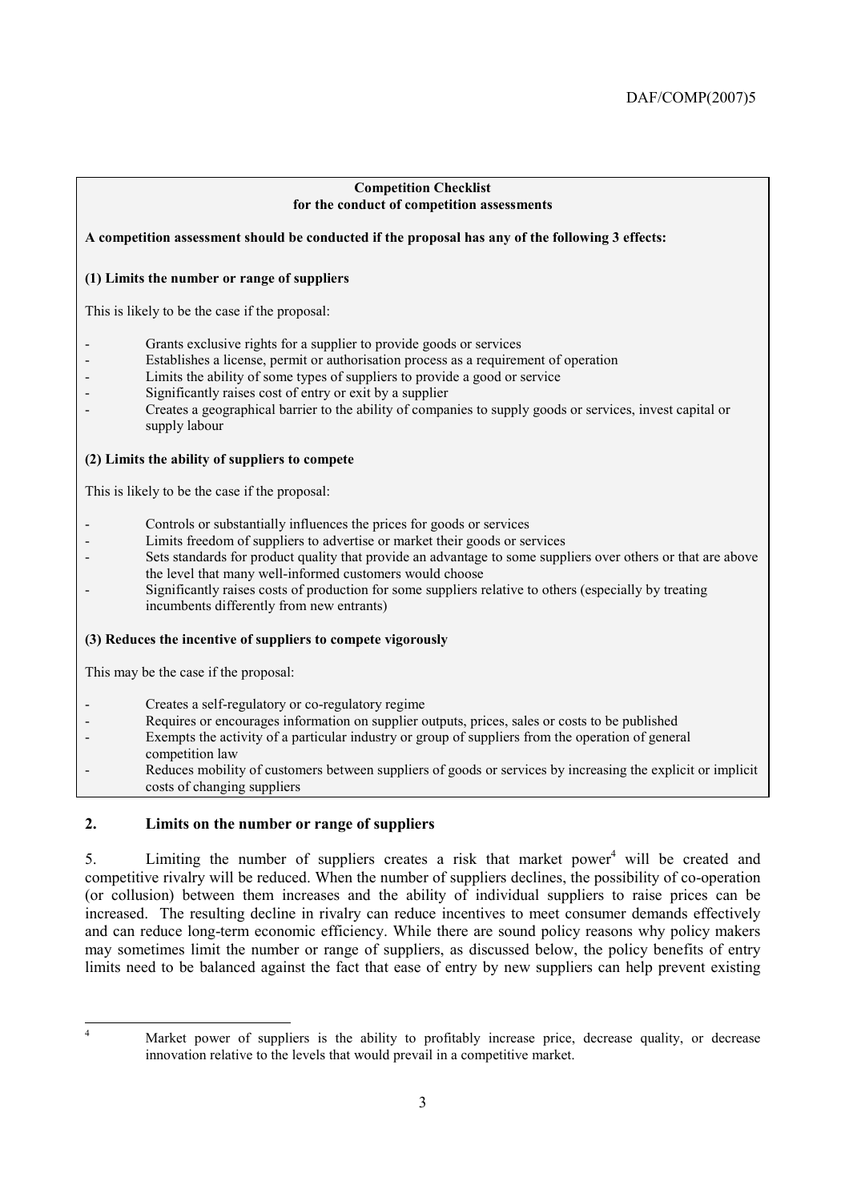**Competition Checklist**
**for the conduct of competition assessments**

**A competition assessment should be conducted if the proposal has any of the following 3 effects:**

**(1) Limits the number or range of suppliers**

This is likely to be the case if the proposal:

- Grants exclusive rights for a supplier to provide goods or services
- Establishes a license, permit or authorisation process as a requirement of operation
- Limits the ability of some types of suppliers to provide a good or service
- Significantly raises cost of entry or exit by a supplier
- Creates a geographical barrier to the ability of companies to supply goods or services, invest capital or supply labour

**(2) Limits the ability of suppliers to compete**

This is likely to be the case if the proposal:

- Controls or substantially influences the prices for goods or services
- Limits freedom of suppliers to advertise or market their goods or services
- Sets standards for product quality that provide an advantage to some suppliers over others or that are above the level that many well-informed customers would choose
- Significantly raises costs of production for some suppliers relative to others (especially by treating incumbents differently from new entrants)

**(3) Reduces the incentive of suppliers to compete vigorously**

This may be the case if the proposal:

- Creates a self-regulatory or co-regulatory regime
- Requires or encourages information on supplier outputs, prices, sales or costs to be published
- Exempts the activity of a particular industry or group of suppliers from the operation of general competition law
- Reduces mobility of customers between suppliers of goods or services by increasing the explicit or implicit costs of changing suppliers

## 2. Limits on the number or range of suppliers

5. Limiting the number of suppliers creates a risk that market power[4] will be created and competitive rivalry will be reduced. When the number of suppliers declines, the possibility of co-operation (or collusion) between them increases and the ability of individual suppliers to raise prices can be increased. The resulting decline in rivalry can reduce incentives to meet consumer demands effectively and can reduce long-term economic efficiency. While there are sound policy reasons why policy makers may sometimes limit the number or range of suppliers, as discussed below, the policy benefits of entry limits need to be balanced against the fact that ease of entry by new suppliers can help prevent existing

[4] Market power of suppliers is the ability to profitably increase price, decrease quality, or decrease innovation relative to the levels that would prevail in a competitive market.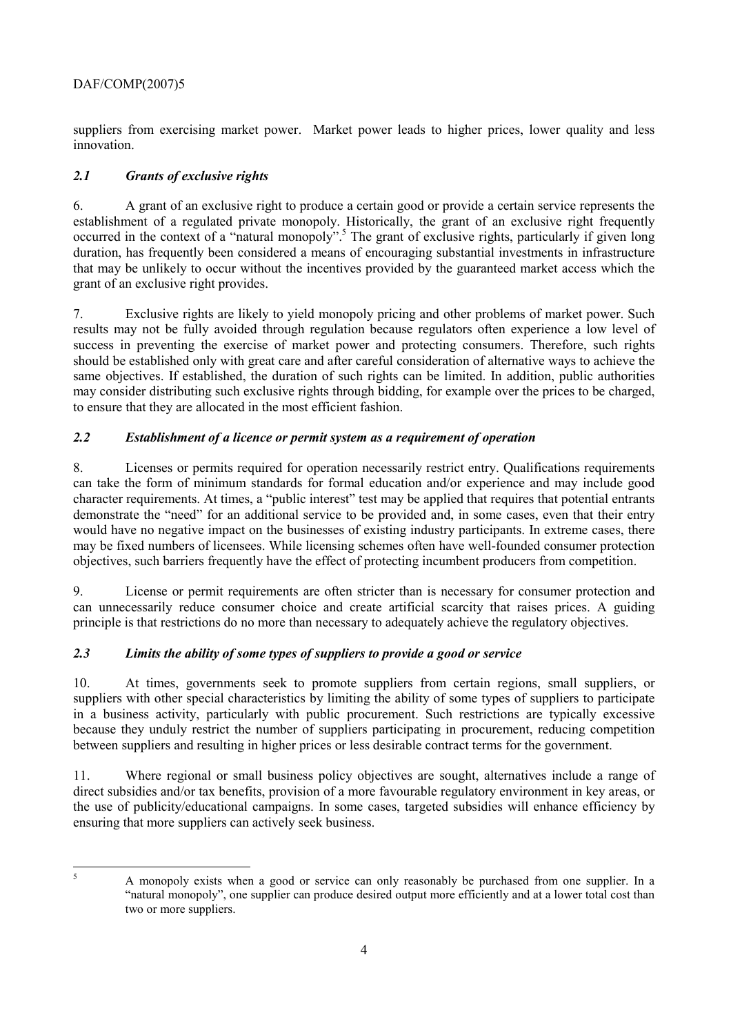suppliers from exercising market power. Market power leads to higher prices, lower quality and less innovation.

### *2.1 Grants of exclusive rights*

6. A grant of an exclusive right to produce a certain good or provide a certain service represents the establishment of a regulated private monopoly. Historically, the grant of an exclusive right frequently occurred in the context of a "natural monopoly".[5] The grant of exclusive rights, particularly if given long duration, has frequently been considered a means of encouraging substantial investments in infrastructure that may be unlikely to occur without the incentives provided by the guaranteed market access which the grant of an exclusive right provides.

7. Exclusive rights are likely to yield monopoly pricing and other problems of market power. Such results may not be fully avoided through regulation because regulators often experience a low level of success in preventing the exercise of market power and protecting consumers. Therefore, such rights should be established only with great care and after careful consideration of alternative ways to achieve the same objectives. If established, the duration of such rights can be limited. In addition, public authorities may consider distributing such exclusive rights through bidding, for example over the prices to be charged, to ensure that they are allocated in the most efficient fashion.

### *2.2 Establishment of a licence or permit system as a requirement of operation*

8. Licenses or permits required for operation necessarily restrict entry. Qualifications requirements can take the form of minimum standards for formal education and/or experience and may include good character requirements. At times, a "public interest" test may be applied that requires that potential entrants demonstrate the "need" for an additional service to be provided and, in some cases, even that their entry would have no negative impact on the businesses of existing industry participants. In extreme cases, there may be fixed numbers of licensees. While licensing schemes often have well-founded consumer protection objectives, such barriers frequently have the effect of protecting incumbent producers from competition.

9. License or permit requirements are often stricter than is necessary for consumer protection and can unnecessarily reduce consumer choice and create artificial scarcity that raises prices. A guiding principle is that restrictions do no more than necessary to adequately achieve the regulatory objectives.

### *2.3 Limits the ability of some types of suppliers to provide a good or service*

10. At times, governments seek to promote suppliers from certain regions, small suppliers, or suppliers with other special characteristics by limiting the ability of some types of suppliers to participate in a business activity, particularly with public procurement. Such restrictions are typically excessive because they unduly restrict the number of suppliers participating in procurement, reducing competition between suppliers and resulting in higher prices or less desirable contract terms for the government.

11. Where regional or small business policy objectives are sought, alternatives include a range of direct subsidies and/or tax benefits, provision of a more favourable regulatory environment in key areas, or the use of publicity/educational campaigns. In some cases, targeted subsidies will enhance efficiency by ensuring that more suppliers can actively seek business.

---

[5] A monopoly exists when a good or service can only reasonably be purchased from one supplier. In a "natural monopoly", one supplier can produce desired output more efficiently and at a lower total cost than two or more suppliers.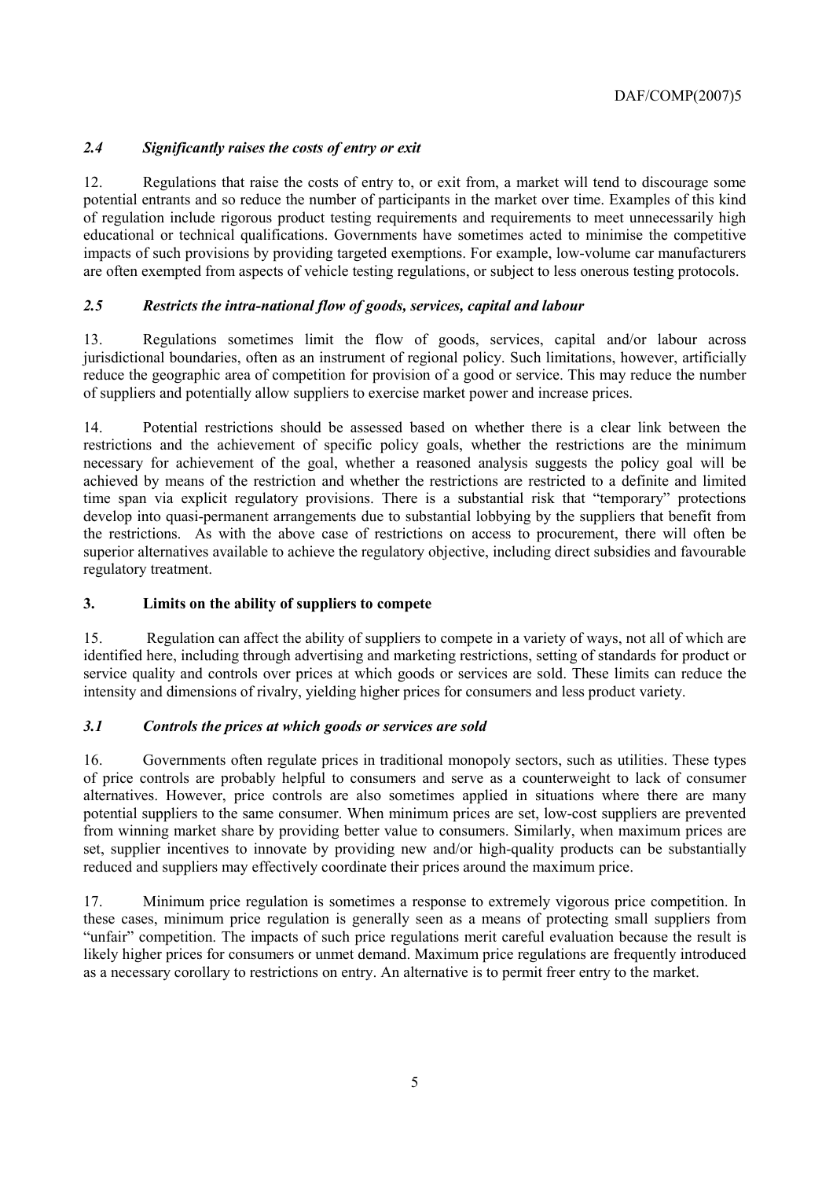### *2.4 Significantly raises the costs of entry or exit*

12. Regulations that raise the costs of entry to, or exit from, a market will tend to discourage some potential entrants and so reduce the number of participants in the market over time. Examples of this kind of regulation include rigorous product testing requirements and requirements to meet unnecessarily high educational or technical qualifications. Governments have sometimes acted to minimise the competitive impacts of such provisions by providing targeted exemptions. For example, low-volume car manufacturers are often exempted from aspects of vehicle testing regulations, or subject to less onerous testing protocols.

### *2.5 Restricts the intra-national flow of goods, services, capital and labour*

13. Regulations sometimes limit the flow of goods, services, capital and/or labour across jurisdictional boundaries, often as an instrument of regional policy. Such limitations, however, artificially reduce the geographic area of competition for provision of a good or service. This may reduce the number of suppliers and potentially allow suppliers to exercise market power and increase prices.

14. Potential restrictions should be assessed based on whether there is a clear link between the restrictions and the achievement of specific policy goals, whether the restrictions are the minimum necessary for achievement of the goal, whether a reasoned analysis suggests the policy goal will be achieved by means of the restriction and whether the restrictions are restricted to a definite and limited time span via explicit regulatory provisions. There is a substantial risk that "temporary" protections develop into quasi-permanent arrangements due to substantial lobbying by the suppliers that benefit from the restrictions. As with the above case of restrictions on access to procurement, there will often be superior alternatives available to achieve the regulatory objective, including direct subsidies and favourable regulatory treatment.

## 3. Limits on the ability of suppliers to compete

15. Regulation can affect the ability of suppliers to compete in a variety of ways, not all of which are identified here, including through advertising and marketing restrictions, setting of standards for product or service quality and controls over prices at which goods or services are sold. These limits can reduce the intensity and dimensions of rivalry, yielding higher prices for consumers and less product variety.

### *3.1 Controls the prices at which goods or services are sold*

16. Governments often regulate prices in traditional monopoly sectors, such as utilities. These types of price controls are probably helpful to consumers and serve as a counterweight to lack of consumer alternatives. However, price controls are also sometimes applied in situations where there are many potential suppliers to the same consumer. When minimum prices are set, low-cost suppliers are prevented from winning market share by providing better value to consumers. Similarly, when maximum prices are set, supplier incentives to innovate by providing new and/or high-quality products can be substantially reduced and suppliers may effectively coordinate their prices around the maximum price.

17. Minimum price regulation is sometimes a response to extremely vigorous price competition. In these cases, minimum price regulation is generally seen as a means of protecting small suppliers from "unfair" competition. The impacts of such price regulations merit careful evaluation because the result is likely higher prices for consumers or unmet demand. Maximum price regulations are frequently introduced as a necessary corollary to restrictions on entry. An alternative is to permit freer entry to the market.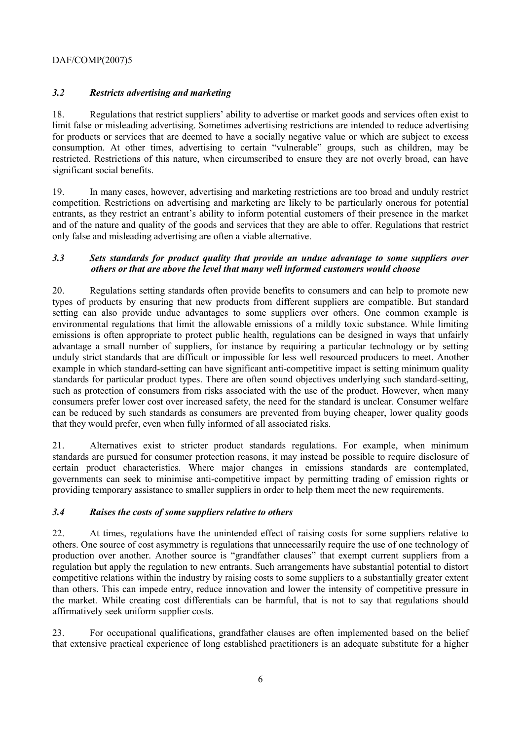### *3.2 Restricts advertising and marketing*

18. Regulations that restrict suppliers' ability to advertise or market goods and services often exist to limit false or misleading advertising. Sometimes advertising restrictions are intended to reduce advertising for products or services that are deemed to have a socially negative value or which are subject to excess consumption. At other times, advertising to certain "vulnerable" groups, such as children, may be restricted. Restrictions of this nature, when circumscribed to ensure they are not overly broad, can have significant social benefits.

19. In many cases, however, advertising and marketing restrictions are too broad and unduly restrict competition. Restrictions on advertising and marketing are likely to be particularly onerous for potential entrants, as they restrict an entrant's ability to inform potential customers of their presence in the market and of the nature and quality of the goods and services that they are able to offer. Regulations that restrict only false and misleading advertising are often a viable alternative.

### *3.3 Sets standards for product quality that provide an undue advantage to some suppliers over others or that are above the level that many well informed customers would choose*

20. Regulations setting standards often provide benefits to consumers and can help to promote new types of products by ensuring that new products from different suppliers are compatible. But standard setting can also provide undue advantages to some suppliers over others. One common example is environmental regulations that limit the allowable emissions of a mildly toxic substance. While limiting emissions is often appropriate to protect public health, regulations can be designed in ways that unfairly advantage a small number of suppliers, for instance by requiring a particular technology or by setting unduly strict standards that are difficult or impossible for less well resourced producers to meet. Another example in which standard-setting can have significant anti-competitive impact is setting minimum quality standards for particular product types. There are often sound objectives underlying such standard-setting, such as protection of consumers from risks associated with the use of the product. However, when many consumers prefer lower cost over increased safety, the need for the standard is unclear. Consumer welfare can be reduced by such standards as consumers are prevented from buying cheaper, lower quality goods that they would prefer, even when fully informed of all associated risks.

21. Alternatives exist to stricter product standards regulations. For example, when minimum standards are pursued for consumer protection reasons, it may instead be possible to require disclosure of certain product characteristics. Where major changes in emissions standards are contemplated, governments can seek to minimise anti-competitive impact by permitting trading of emission rights or providing temporary assistance to smaller suppliers in order to help them meet the new requirements.

### *3.4 Raises the costs of some suppliers relative to others*

22. At times, regulations have the unintended effect of raising costs for some suppliers relative to others. One source of cost asymmetry is regulations that unnecessarily require the use of one technology of production over another. Another source is "grandfather clauses" that exempt current suppliers from a regulation but apply the regulation to new entrants. Such arrangements have substantial potential to distort competitive relations within the industry by raising costs to some suppliers to a substantially greater extent than others. This can impede entry, reduce innovation and lower the intensity of competitive pressure in the market. While creating cost differentials can be harmful, that is not to say that regulations should affirmatively seek uniform supplier costs.

23. For occupational qualifications, grandfather clauses are often implemented based on the belief that extensive practical experience of long established practitioners is an adequate substitute for a higher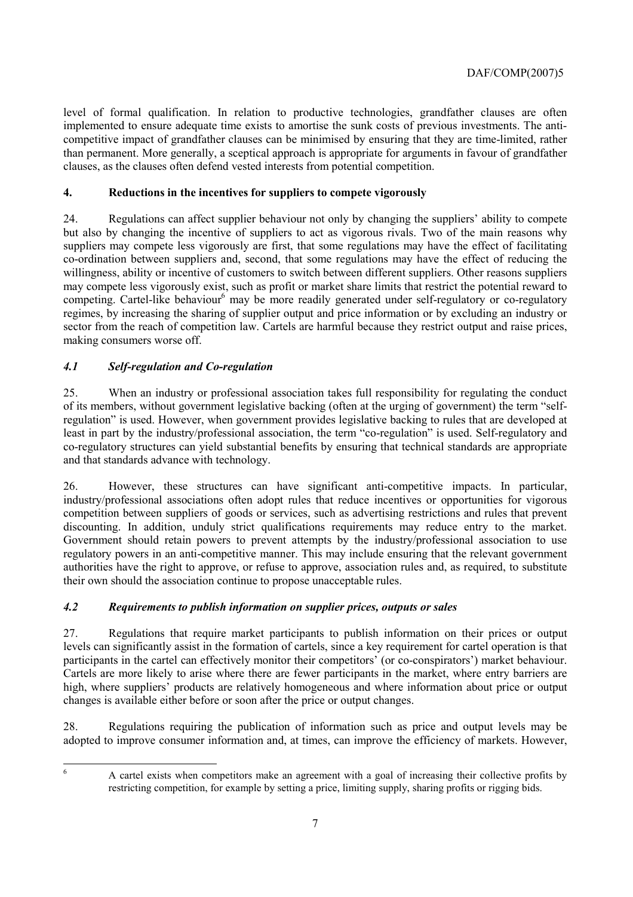level of formal qualification. In relation to productive technologies, grandfather clauses are often implemented to ensure adequate time exists to amortise the sunk costs of previous investments. The anti-competitive impact of grandfather clauses can be minimised by ensuring that they are time-limited, rather than permanent. More generally, a sceptical approach is appropriate for arguments in favour of grandfather clauses, as the clauses often defend vested interests from potential competition.

## 4. Reductions in the incentives for suppliers to compete vigorously

24. Regulations can affect supplier behaviour not only by changing the suppliers' ability to compete but also by changing the incentive of suppliers to act as vigorous rivals. Two of the main reasons why suppliers may compete less vigorously are first, that some regulations may have the effect of facilitating co-ordination between suppliers and, second, that some regulations may have the effect of reducing the willingness, ability or incentive of customers to switch between different suppliers. Other reasons suppliers may compete less vigorously exist, such as profit or market share limits that restrict the potential reward to competing. Cartel-like behaviour[6] may be more readily generated under self-regulatory or co-regulatory regimes, by increasing the sharing of supplier output and price information or by excluding an industry or sector from the reach of competition law. Cartels are harmful because they restrict output and raise prices, making consumers worse off.

### *4.1 Self-regulation and Co-regulation*

25. When an industry or professional association takes full responsibility for regulating the conduct of its members, without government legislative backing (often at the urging of government) the term "self-regulation" is used. However, when government provides legislative backing to rules that are developed at least in part by the industry/professional association, the term "co-regulation" is used. Self-regulatory and co-regulatory structures can yield substantial benefits by ensuring that technical standards are appropriate and that standards advance with technology.

26. However, these structures can have significant anti-competitive impacts. In particular, industry/professional associations often adopt rules that reduce incentives or opportunities for vigorous competition between suppliers of goods or services, such as advertising restrictions and rules that prevent discounting. In addition, unduly strict qualifications requirements may reduce entry to the market. Government should retain powers to prevent attempts by the industry/professional association to use regulatory powers in an anti-competitive manner. This may include ensuring that the relevant government authorities have the right to approve, or refuse to approve, association rules and, as required, to substitute their own should the association continue to propose unacceptable rules.

### *4.2 Requirements to publish information on supplier prices, outputs or sales*

27. Regulations that require market participants to publish information on their prices or output levels can significantly assist in the formation of cartels, since a key requirement for cartel operation is that participants in the cartel can effectively monitor their competitors' (or co-conspirators') market behaviour. Cartels are more likely to arise where there are fewer participants in the market, where entry barriers are high, where suppliers' products are relatively homogeneous and where information about price or output changes is available either before or soon after the price or output changes.

28. Regulations requiring the publication of information such as price and output levels may be adopted to improve consumer information and, at times, can improve the efficiency of markets. However,

---

[6] A cartel exists when competitors make an agreement with a goal of increasing their collective profits by restricting competition, for example by setting a price, limiting supply, sharing profits or rigging bids.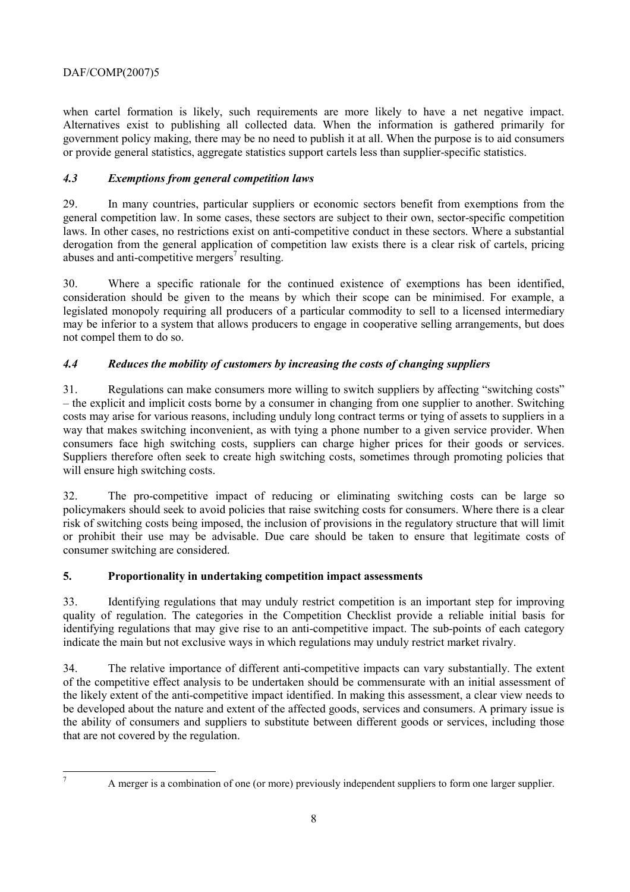when cartel formation is likely, such requirements are more likely to have a net negative impact. Alternatives exist to publishing all collected data. When the information is gathered primarily for government policy making, there may be no need to publish it at all. When the purpose is to aid consumers or provide general statistics, aggregate statistics support cartels less than supplier-specific statistics.

### *4.3 Exemptions from general competition laws*

29. In many countries, particular suppliers or economic sectors benefit from exemptions from the general competition law. In some cases, these sectors are subject to their own, sector-specific competition laws. In other cases, no restrictions exist on anti-competitive conduct in these sectors. Where a substantial derogation from the general application of competition law exists there is a clear risk of cartels, pricing abuses and anti-competitive mergers[7] resulting.

30. Where a specific rationale for the continued existence of exemptions has been identified, consideration should be given to the means by which their scope can be minimised. For example, a legislated monopoly requiring all producers of a particular commodity to sell to a licensed intermediary may be inferior to a system that allows producers to engage in cooperative selling arrangements, but does not compel them to do so.

### *4.4 Reduces the mobility of customers by increasing the costs of changing suppliers*

31. Regulations can make consumers more willing to switch suppliers by affecting "switching costs" – the explicit and implicit costs borne by a consumer in changing from one supplier to another. Switching costs may arise for various reasons, including unduly long contract terms or tying of assets to suppliers in a way that makes switching inconvenient, as with tying a phone number to a given service provider. When consumers face high switching costs, suppliers can charge higher prices for their goods or services. Suppliers therefore often seek to create high switching costs, sometimes through promoting policies that will ensure high switching costs.

32. The pro-competitive impact of reducing or eliminating switching costs can be large so policymakers should seek to avoid policies that raise switching costs for consumers. Where there is a clear risk of switching costs being imposed, the inclusion of provisions in the regulatory structure that will limit or prohibit their use may be advisable. Due care should be taken to ensure that legitimate costs of consumer switching are considered.

## 5. Proportionality in undertaking competition impact assessments

33. Identifying regulations that may unduly restrict competition is an important step for improving quality of regulation. The categories in the Competition Checklist provide a reliable initial basis for identifying regulations that may give rise to an anti-competitive impact. The sub-points of each category indicate the main but not exclusive ways in which regulations may unduly restrict market rivalry.

34. The relative importance of different anti-competitive impacts can vary substantially. The extent of the competitive effect analysis to be undertaken should be commensurate with an initial assessment of the likely extent of the anti-competitive impact identified. In making this assessment, a clear view needs to be developed about the nature and extent of the affected goods, services and consumers. A primary issue is the ability of consumers and suppliers to substitute between different goods or services, including those that are not covered by the regulation.

---

[7] A merger is a combination of one (or more) previously independent suppliers to form one larger supplier.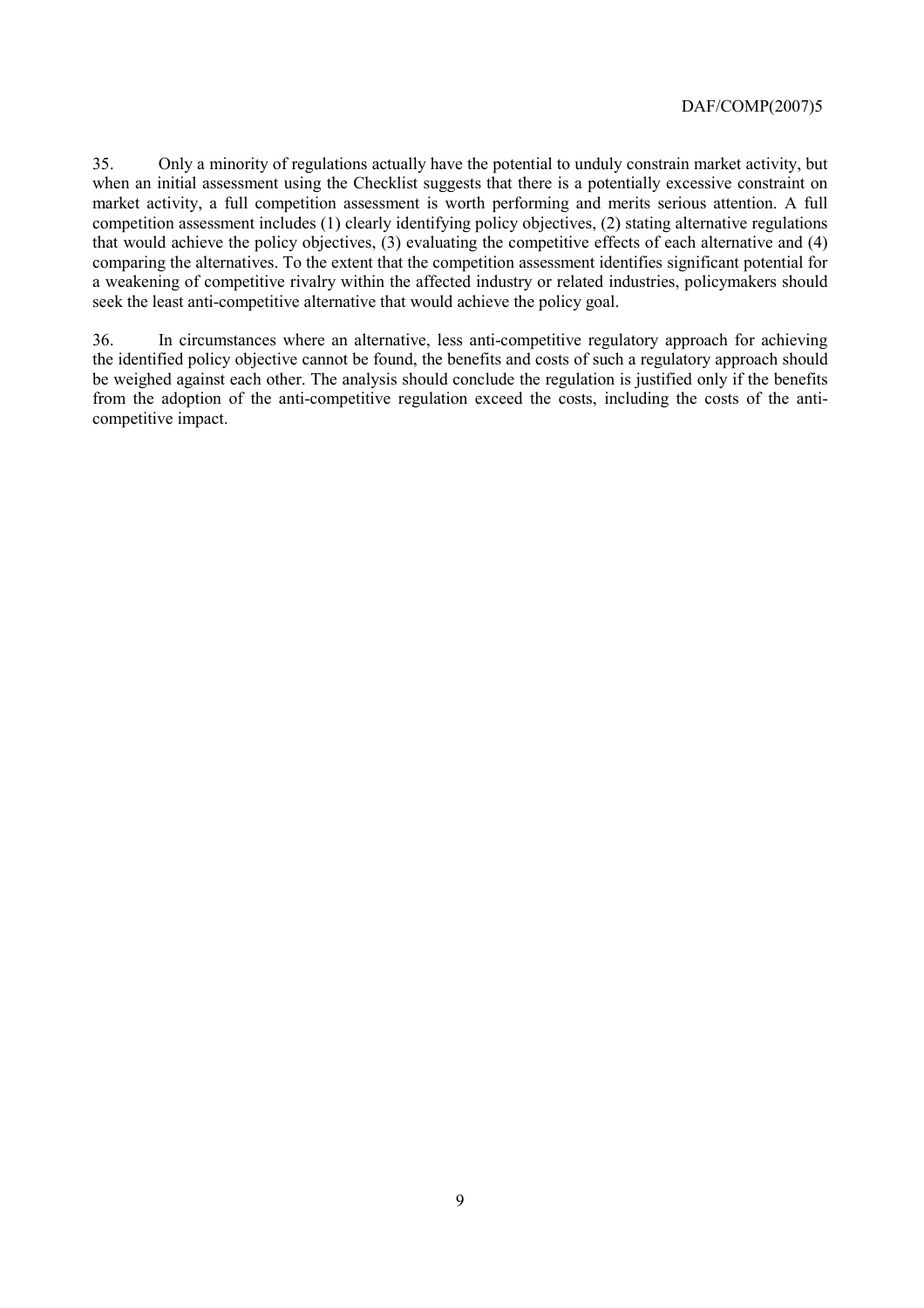35. Only a minority of regulations actually have the potential to unduly constrain market activity, but when an initial assessment using the Checklist suggests that there is a potentially excessive constraint on market activity, a full competition assessment is worth performing and merits serious attention. A full competition assessment includes (1) clearly identifying policy objectives, (2) stating alternative regulations that would achieve the policy objectives, (3) evaluating the competitive effects of each alternative and (4) comparing the alternatives. To the extent that the competition assessment identifies significant potential for a weakening of competitive rivalry within the affected industry or related industries, policymakers should seek the least anti-competitive alternative that would achieve the policy goal.

36. In circumstances where an alternative, less anti-competitive regulatory approach for achieving the identified policy objective cannot be found, the benefits and costs of such a regulatory approach should be weighed against each other. The analysis should conclude the regulation is justified only if the benefits from the adoption of the anti-competitive regulation exceed the costs, including the costs of the anti-competitive impact.